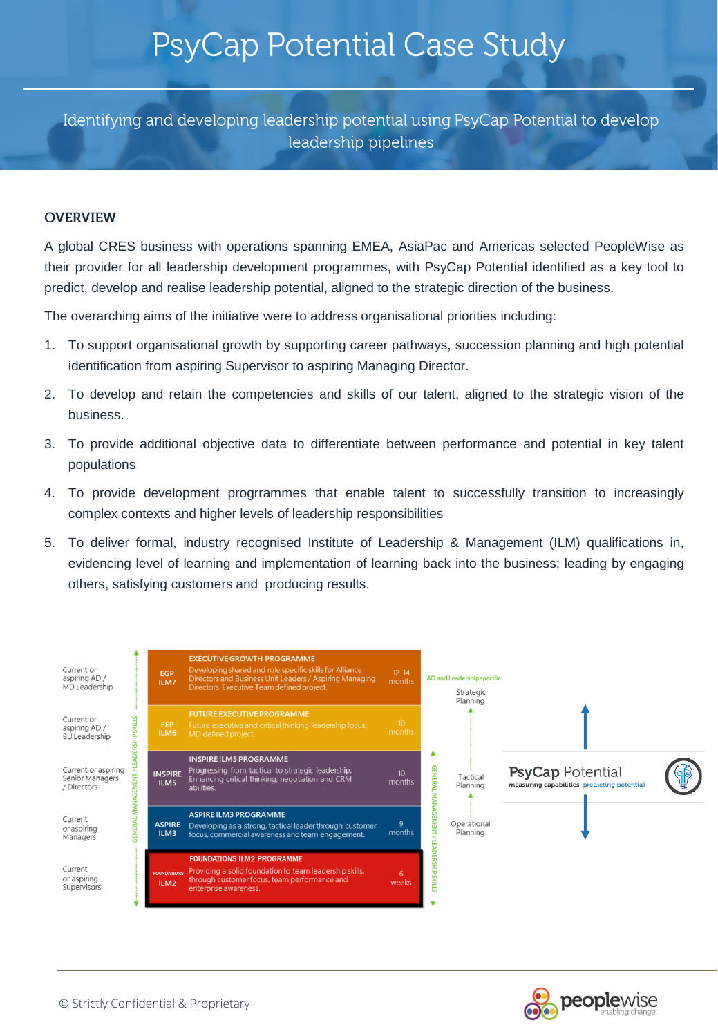# PsyCap Potential Case Study

Identifying and developing leadership potential using PsyCap Potential to develop leadership pipelines

## OVERVIEW

A global CRES business with operations spanning EMEA, AsiaPac and Americas selected PeopleWise as their provider for all leadership development programmes, with PsyCap Potential identified as a key tool to predict, develop and realise leadership potential, aligned to the strategic direction of the business.

The overarching aims of the initiative were to address organisational priorities including:

1. To support organisational growth by supporting career pathways, succession planning and high potential identification from aspiring Supervisor to aspiring Managing Director.
2. To develop and retain the competencies and skills of our talent, aligned to the strategic vision of the business.
3. To provide additional objective data to differentiate between performance and potential in key talent populations
4. To provide development progrrammes that enable talent to successfully transition to increasingly complex contexts and higher levels of leadership responsibilities
5. To deliver formal, industry recognised Institute of Leadership & Management (ILM) qualifications in, evidencing level of learning and implementation of learning back into the business; leading by engaging others, satisfying customers and producing results.

| Audience | Programme | Description | Duration |
|---|---|---|---|
| Current or aspiring AD / MD Leadership | EGP ILM7 | **EXECUTIVE GROWTH PROGRAMME** Developing shared and role specific skills for Alliance Directors and Business Unit Leaders / Aspiring Managing Directors. Executive Team defined project. | 12-14 months |
| Current or aspiring AD / BU Leadership | FEP ILM6 | **FUTURE EXECUTIVE PROGRAMME** Future executive and critical thinking leadership focus. MD defined project. | 10 months |
| Current or aspiring Senior Managers / Directors | INSPIRE ILM5 | **INSPIRE ILM5 PROGRAMME** Progressing from tactical to strategic leadership. Enhancing critical thinking, negotiation and CRM abilities. | 10 months |
| Current or aspiring Managers | ASPIRE ILM3 | **ASPIRE ILM3 PROGRAMME** Developing as a strong, tactical leader through customer focus, commercial awareness and team engagement. | 9 months |
| Current or aspiring Supervisors | FOUNDATIONS ILM2 | **FOUNDATIONS ILM2 PROGRAMME** Providing a solid foundation to team leadership skills, through customer focus, team performance and enterprise awareness. | 6 weeks |

GENERAL MANAGEMENT / LEADERSHIP SKILLS

AD and Leadership specific: Strategic Planning — Tactical Planning — Operational Planning

PsyCap Potential — measuring capabilities predicting potential

© Strictly Confidential & Proprietary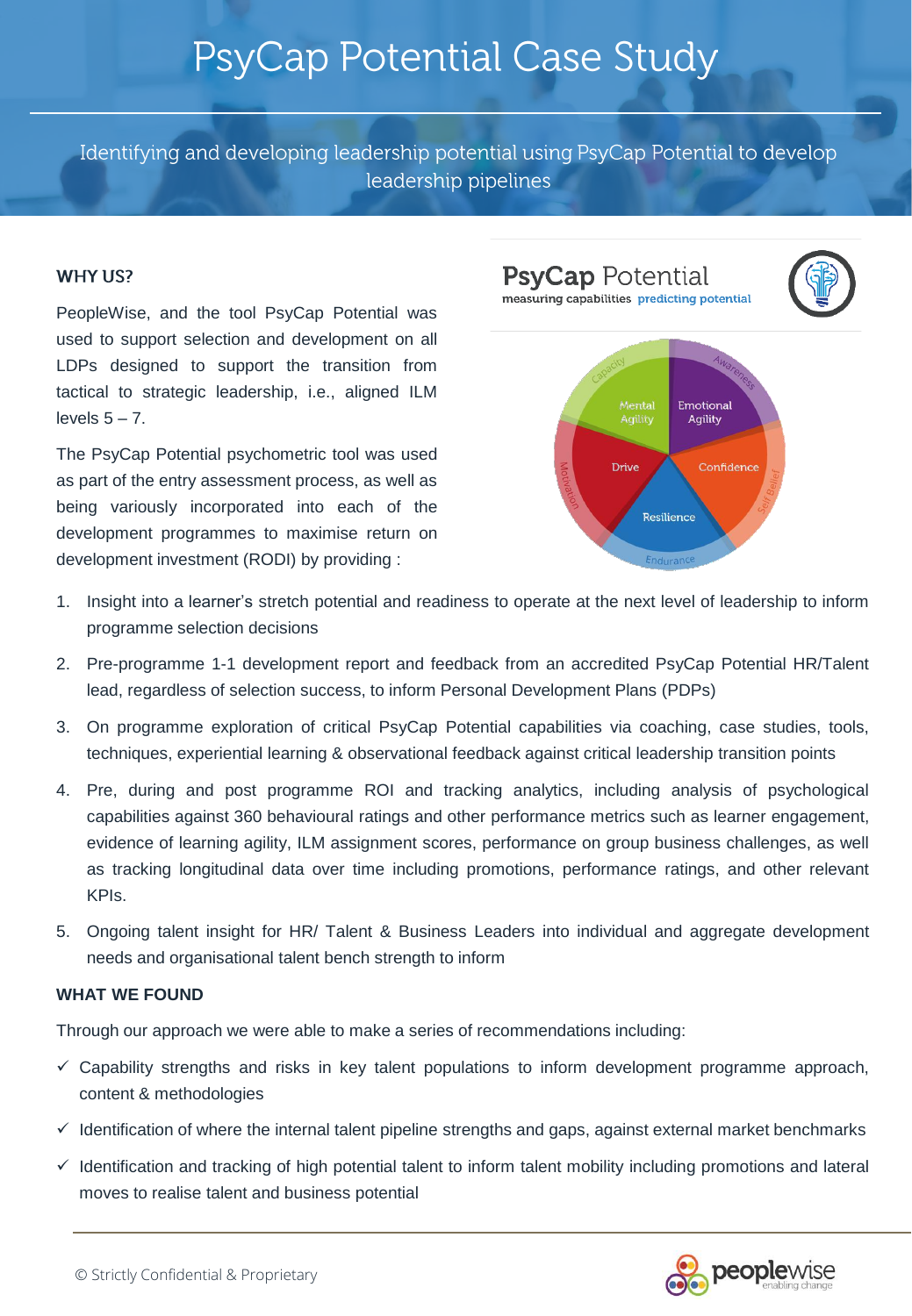# PsyCap Potential Case Study

Identifying and developing leadership potential using PsyCap Potential to develop leadership pipelines

## WHY US?

PeopleWise, and the tool PsyCap Potential was used to support selection and development on all LDPs designed to support the transition from tactical to strategic leadership, i.e., aligned ILM levels 5 – 7.

The PsyCap Potential psychometric tool was used as part of the entry assessment process, as well as being variously incorporated into each of the development programmes to maximise return on development investment (RODI) by providing :

1. Insight into a learner's stretch potential and readiness to operate at the next level of leadership to inform programme selection decisions
2. Pre-programme 1-1 development report and feedback from an accredited PsyCap Potential HR/Talent lead, regardless of selection success, to inform Personal Development Plans (PDPs)
3. On programme exploration of critical PsyCap Potential capabilities via coaching, case studies, tools, techniques, experiential learning & observational feedback against critical leadership transition points
4. Pre, during and post programme ROI and tracking analytics, including analysis of psychological capabilities against 360 behavioural ratings and other performance metrics such as learner engagement, evidence of learning agility, ILM assignment scores, performance on group business challenges, as well as tracking longitudinal data over time including promotions, performance ratings, and other relevant KPIs.
5. Ongoing talent insight for HR/ Talent & Business Leaders into individual and aggregate development needs and organisational talent bench strength to inform

## WHAT WE FOUND

Through our approach we were able to make a series of recommendations including:

- ✓ Capability strengths and risks in key talent populations to inform development programme approach, content & methodologies
- ✓ Identification of where the internal talent pipeline strengths and gaps, against external market benchmarks
- ✓ Identification and tracking of high potential talent to inform talent mobility including promotions and lateral moves to realise talent and business potential

© Strictly Confidential & Proprietary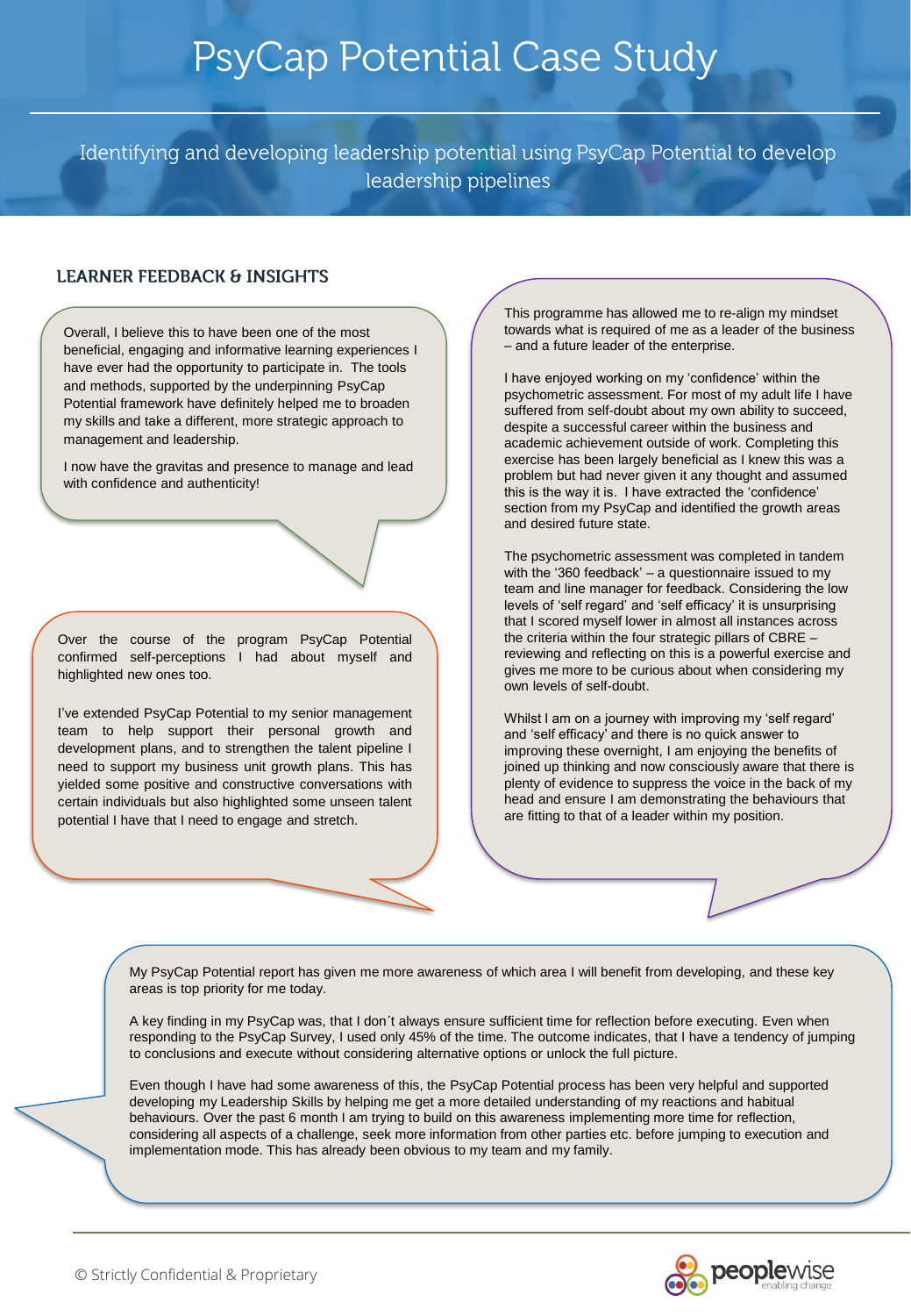# PsyCap Potential Case Study

Identifying and developing leadership potential using PsyCap Potential to develop leadership pipelines

## LEARNER FEEDBACK & INSIGHTS

Overall, I believe this to have been one of the most beneficial, engaging and informative learning experiences I have ever had the opportunity to participate in. The tools and methods, supported by the underpinning PsyCap Potential framework have definitely helped me to broaden my skills and take a different, more strategic approach to management and leadership.

I now have the gravitas and presence to manage and lead with confidence and authenticity!

Over the course of the program PsyCap Potential confirmed self-perceptions I had about myself and highlighted new ones too.

I've extended PsyCap Potential to my senior management team to help support their personal growth and development plans, and to strengthen the talent pipeline I need to support my business unit growth plans. This has yielded some positive and constructive conversations with certain individuals but also highlighted some unseen talent potential I have that I need to engage and stretch.

This programme has allowed me to re-align my mindset towards what is required of me as a leader of the business – and a future leader of the enterprise.

I have enjoyed working on my 'confidence' within the psychometric assessment. For most of my adult life I have suffered from self-doubt about my own ability to succeed, despite a successful career within the business and academic achievement outside of work. Completing this exercise has been largely beneficial as I knew this was a problem but had never given it any thought and assumed this is the way it is. I have extracted the 'confidence' section from my PsyCap and identified the growth areas and desired future state.

The psychometric assessment was completed in tandem with the '360 feedback' – a questionnaire issued to my team and line manager for feedback. Considering the low levels of 'self regard' and 'self efficacy' it is unsurprising that I scored myself lower in almost all instances across the criteria within the four strategic pillars of CBRE – reviewing and reflecting on this is a powerful exercise and gives me more to be curious about when considering my own levels of self-doubt.

Whilst I am on a journey with improving my 'self regard' and 'self efficacy' and there is no quick answer to improving these overnight, I am enjoying the benefits of joined up thinking and now consciously aware that there is plenty of evidence to suppress the voice in the back of my head and ensure I am demonstrating the behaviours that are fitting to that of a leader within my position.

My PsyCap Potential report has given me more awareness of which area I will benefit from developing, and these key areas is top priority for me today.

A key finding in my PsyCap was, that I don´t always ensure sufficient time for reflection before executing. Even when responding to the PsyCap Survey, I used only 45% of the time. The outcome indicates, that I have a tendency of jumping to conclusions and execute without considering alternative options or unlock the full picture.

Even though I have had some awareness of this, the PsyCap Potential process has been very helpful and supported developing my Leadership Skills by helping me get a more detailed understanding of my reactions and habitual behaviours. Over the past 6 month I am trying to build on this awareness implementing more time for reflection, considering all aspects of a challenge, seek more information from other parties etc. before jumping to execution and implementation mode. This has already been obvious to my team and my family.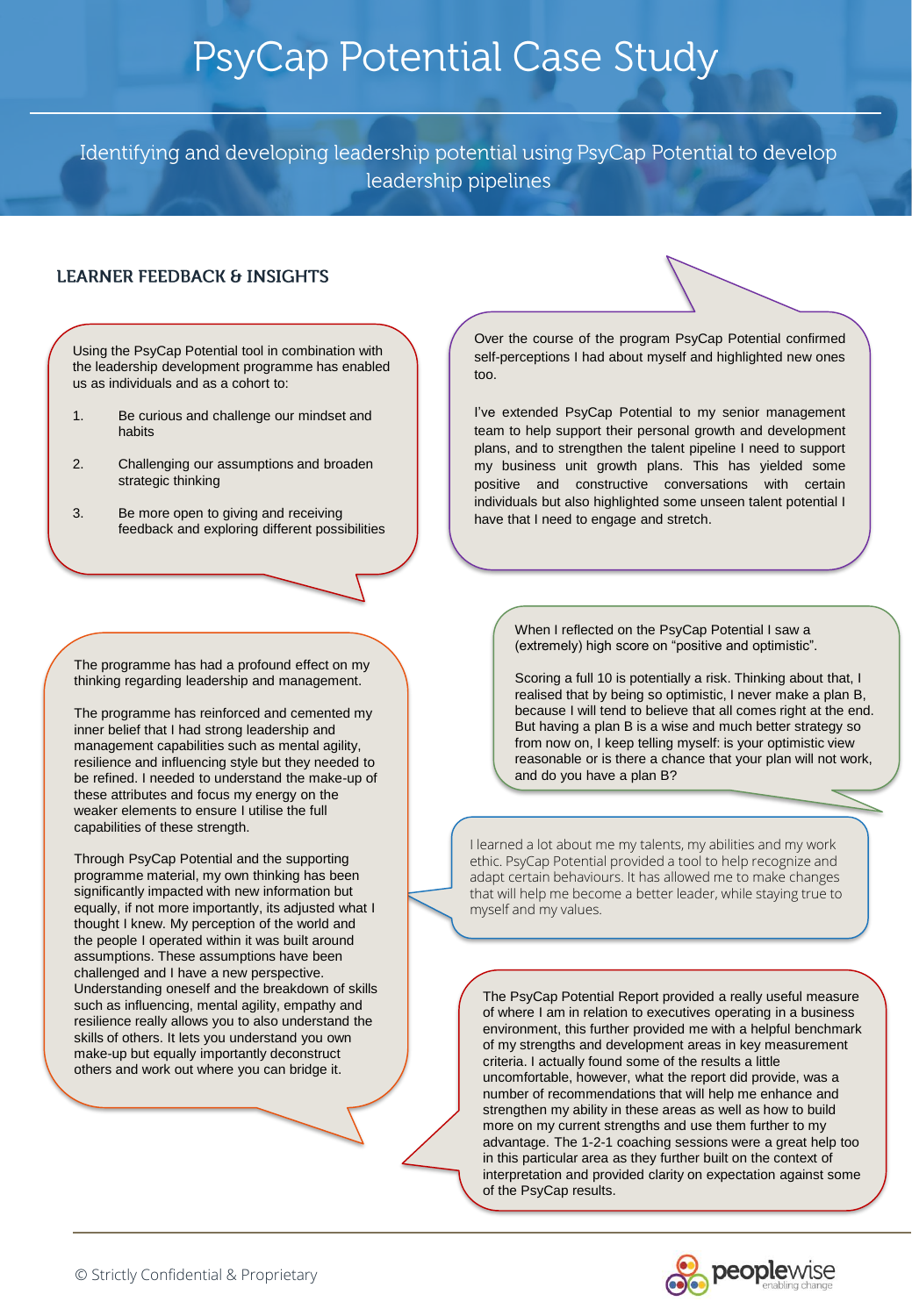# PsyCap Potential Case Study

Identifying and developing leadership potential using PsyCap Potential to develop leadership pipelines

## LEARNER FEEDBACK & INSIGHTS

Using the PsyCap Potential tool in combination with the leadership development programme has enabled us as individuals and as a cohort to:

1. Be curious and challenge our mindset and habits
2. Challenging our assumptions and broaden strategic thinking
3. Be more open to giving and receiving feedback and exploring different possibilities

Over the course of the program PsyCap Potential confirmed self-perceptions I had about myself and highlighted new ones too.

I've extended PsyCap Potential to my senior management team to help support their personal growth and development plans, and to strengthen the talent pipeline I need to support my business unit growth plans. This has yielded some positive and constructive conversations with certain individuals but also highlighted some unseen talent potential I have that I need to engage and stretch.

The programme has had a profound effect on my thinking regarding leadership and management.

The programme has reinforced and cemented my inner belief that I had strong leadership and management capabilities such as mental agility, resilience and influencing style but they needed to be refined. I needed to understand the make-up of these attributes and focus my energy on the weaker elements to ensure I utilise the full capabilities of these strength.

Through PsyCap Potential and the supporting programme material, my own thinking has been significantly impacted with new information but equally, if not more importantly, its adjusted what I thought I knew. My perception of the world and the people I operated within it was built around assumptions. These assumptions have been challenged and I have a new perspective. Understanding oneself and the breakdown of skills such as influencing, mental agility, empathy and resilience really allows you to also understand the skills of others. It lets you understand you own make-up but equally importantly deconstruct others and work out where you can bridge it.

When I reflected on the PsyCap Potential I saw a (extremely) high score on "positive and optimistic".

Scoring a full 10 is potentially a risk. Thinking about that, I realised that by being so optimistic, I never make a plan B, because I will tend to believe that all comes right at the end. But having a plan B is a wise and much better strategy so from now on, I keep telling myself: is your optimistic view reasonable or is there a chance that your plan will not work, and do you have a plan B?

I learned a lot about me my talents, my abilities and my work ethic. PsyCap Potential provided a tool to help recognize and adapt certain behaviours. It has allowed me to make changes that will help me become a better leader, while staying true to myself and my values.

The PsyCap Potential Report provided a really useful measure of where I am in relation to executives operating in a business environment, this further provided me with a helpful benchmark of my strengths and development areas in key measurement criteria. I actually found some of the results a little uncomfortable, however, what the report did provide, was a number of recommendations that will help me enhance and strengthen my ability in these areas as well as how to build more on my current strengths and use them further to my advantage. The 1-2-1 coaching sessions were a great help too in this particular area as they further built on the context of interpretation and provided clarity on expectation against some of the PsyCap results.

© Strictly Confidential & Proprietary

peoplewise enabling change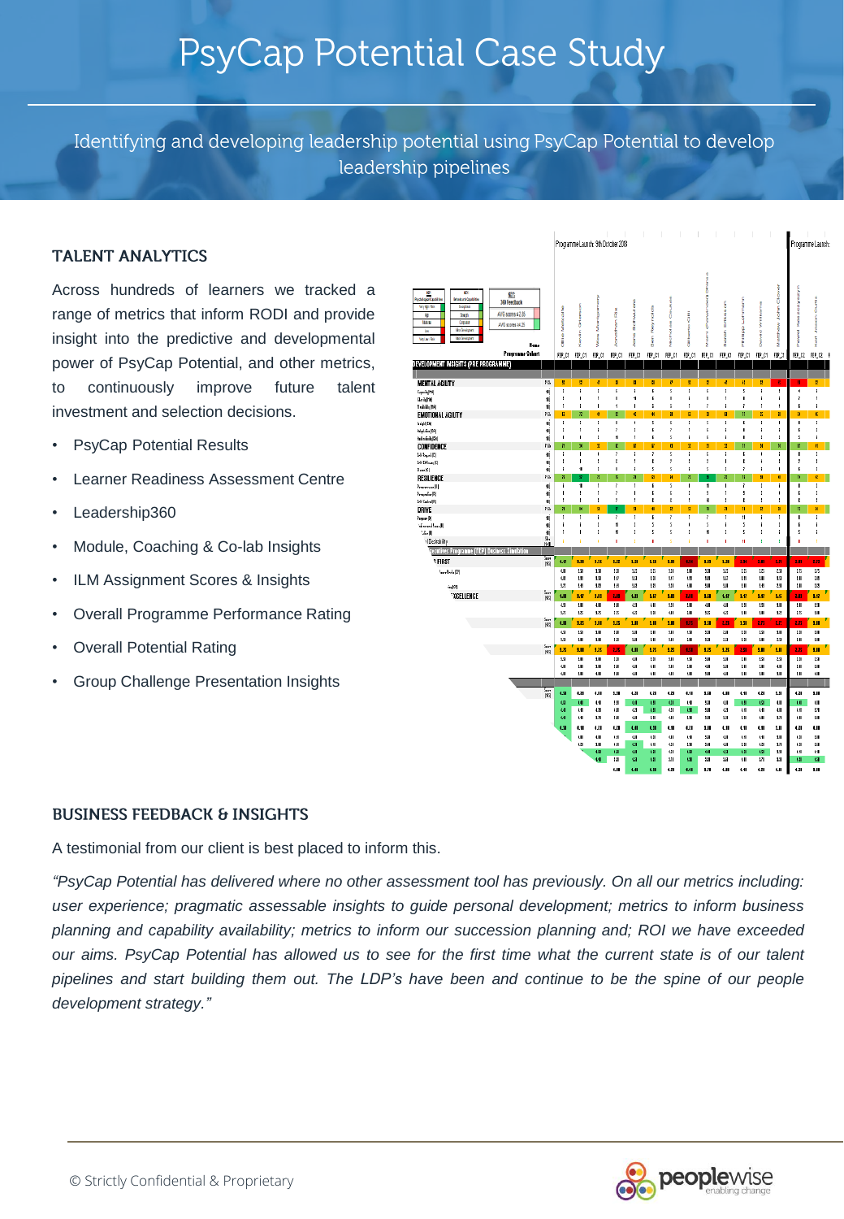# PsyCap Potential Case Study

Identifying and developing leadership potential using PsyCap Potential to develop leadership pipelines

## TALENT ANALYTICS

Across hundreds of learners we tracked a range of metrics that inform RODI and provide insight into the predictive and developmental power of PsyCap Potential, and other metrics, to continuously improve future talent investment and selection decisions.

- PsyCap Potential Results
- Learner Readiness Assessment Centre
- Leadership360
- Module, Coaching & Co-lab Insights
- ILM Assignment Scores & Insights
- Overall Programme Performance Rating
- Overall Potential Rating
- Group Challenge Presentation Insights

## BUSINESS FEEDBACK & INSIGHTS

A testimonial from our client is best placed to inform this.

*"PsyCap Potential has delivered where no other assessment tool has previously. On all our metrics including: user experience; pragmatic assessable insights to guide personal development; metrics to inform business planning and capability availability; metrics to inform our succession planning and; ROI we have exceeded our aims. PsyCap Potential has allowed us to see for the first time what the current state is of our talent pipelines and start building them out. The LDP's have been and continue to be the spine of our people development strategy."*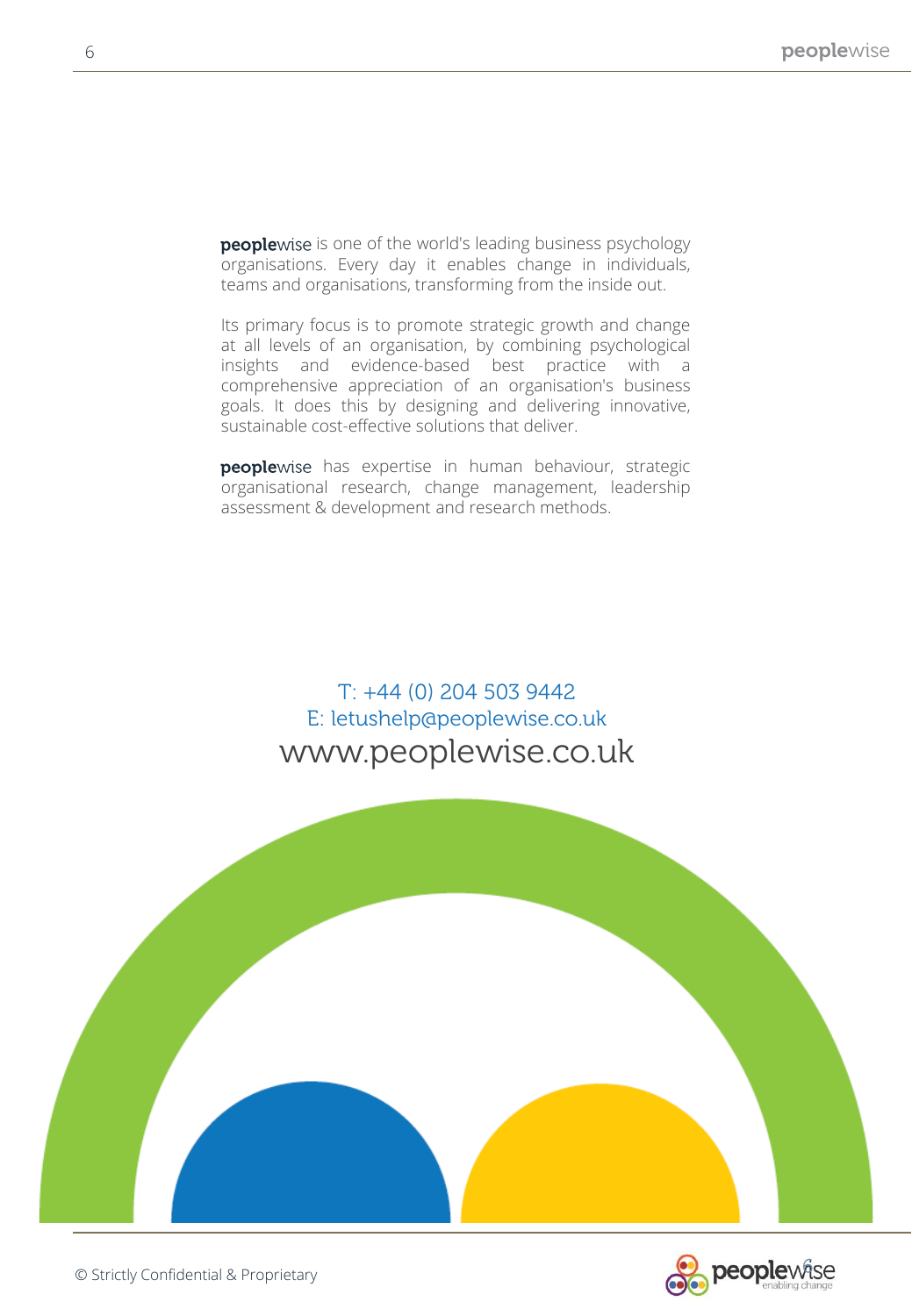**people**wise is one of the world's leading business psychology organisations. Every day it enables change in individuals, teams and organisations, transforming from the inside out.

Its primary focus is to promote strategic growth and change at all levels of an organisation, by combining psychological insights and evidence-based best practice with a comprehensive appreciation of an organisation's business goals. It does this by designing and delivering innovative, sustainable cost-effective solutions that deliver.

**people**wise has expertise in human behaviour, strategic organisational research, change management, leadership assessment & development and research methods.

T: +44 (0) 204 503 9442
E: letushelp@peoplewise.co.uk
www.peoplewise.co.uk

© Strictly Confidential & Proprietary